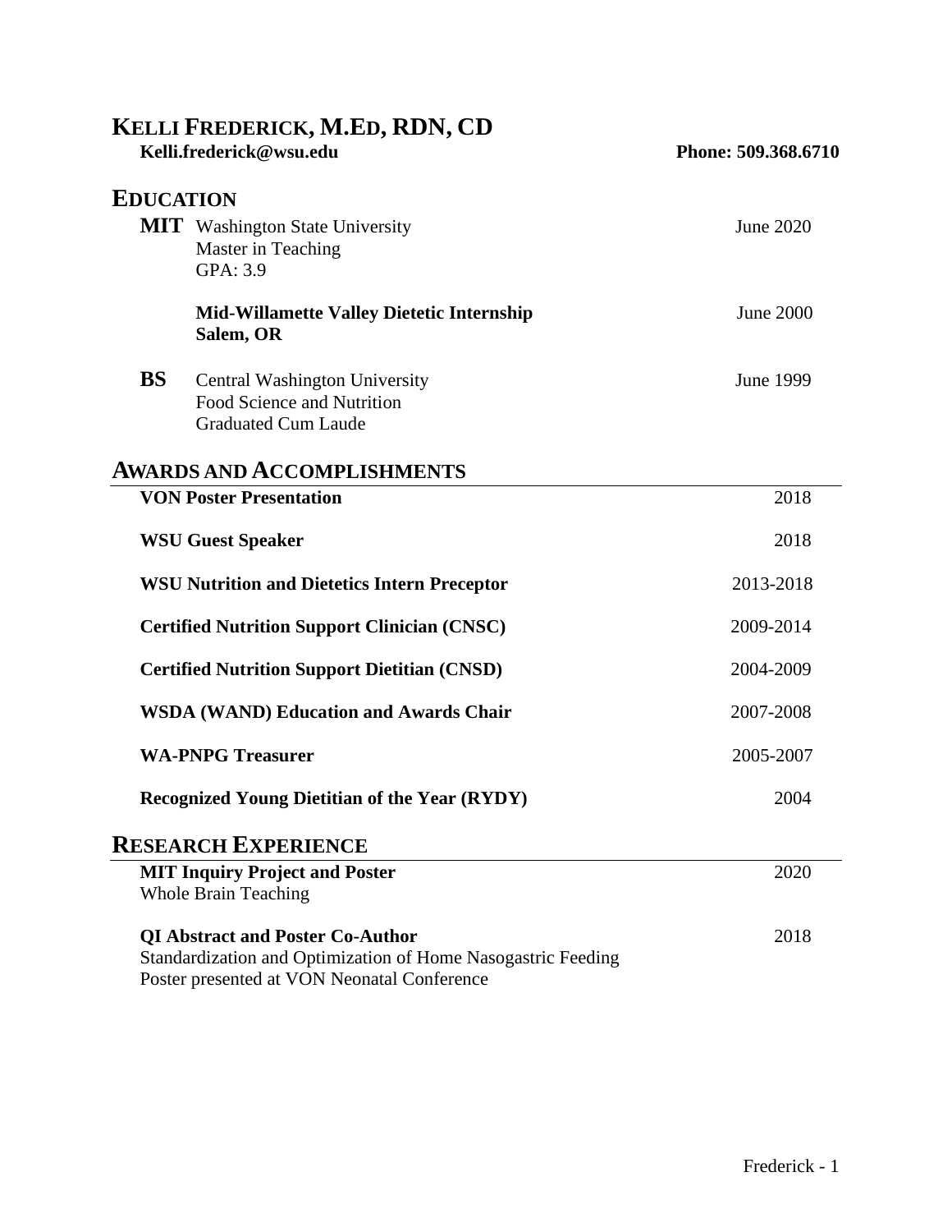# KELLI FREDERICK, M.ED, RDN, CD

**Kelli.frederick@wsu.edu** **Phone: 509.368.6710**

## EDUCATION

**MIT** Washington State University — June 2020
Master in Teaching
GPA: 3.9

**Mid-Willamette Valley Dietetic Internship** — June 2000
**Salem, OR**

**BS** Central Washington University — June 1999
Food Science and Nutrition
Graduated Cum Laude

## AWARDS AND ACCOMPLISHMENTS

**VON Poster Presentation** — 2018

**WSU Guest Speaker** — 2018

**WSU Nutrition and Dietetics Intern Preceptor** — 2013-2018

**Certified Nutrition Support Clinician (CNSC)** — 2009-2014

**Certified Nutrition Support Dietitian (CNSD)** — 2004-2009

**WSDA (WAND) Education and Awards Chair** — 2007-2008

**WA-PNPG Treasurer** — 2005-2007

**Recognized Young Dietitian of the Year (RYDY)** — 2004

## RESEARCH EXPERIENCE

**MIT Inquiry Project and Poster** — 2020
Whole Brain Teaching

**QI Abstract and Poster Co-Author** — 2018
Standardization and Optimization of Home Nasogastric Feeding
Poster presented at VON Neonatal Conference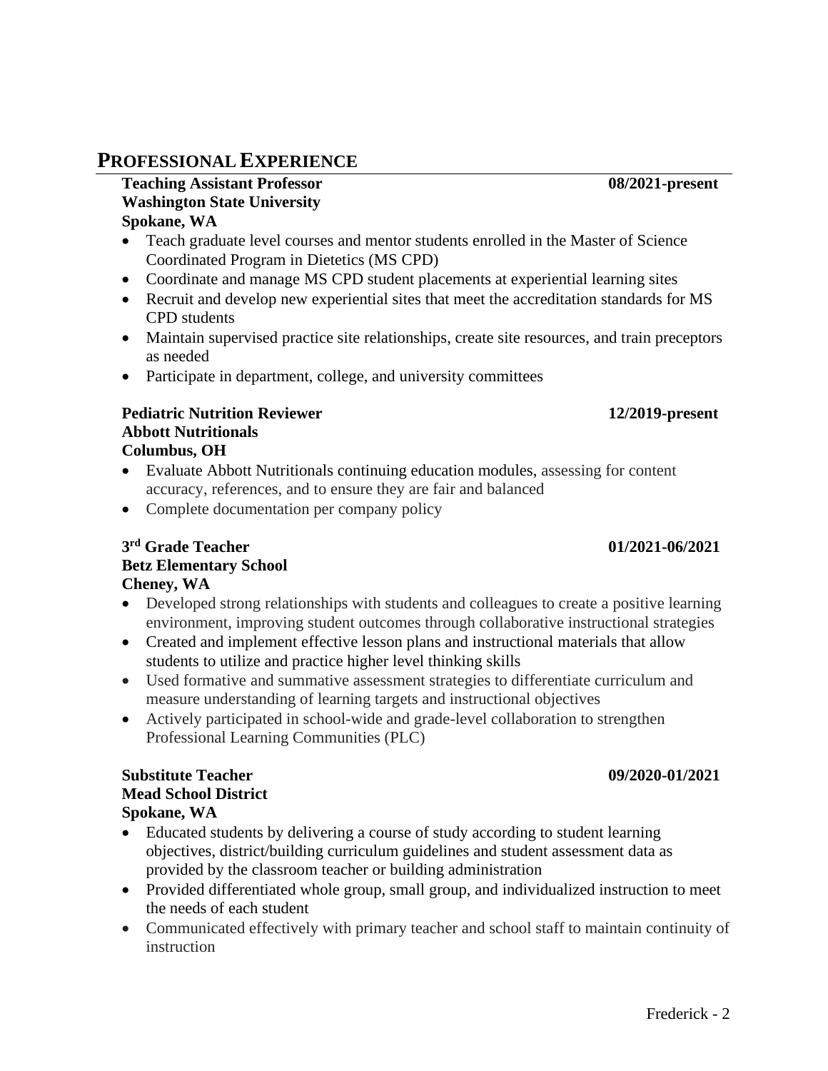## PROFESSIONAL EXPERIENCE

**Teaching Assistant Professor** **08/2021-present**
**Washington State University**
**Spokane, WA**

- Teach graduate level courses and mentor students enrolled in the Master of Science Coordinated Program in Dietetics (MS CPD)
- Coordinate and manage MS CPD student placements at experiential learning sites
- Recruit and develop new experiential sites that meet the accreditation standards for MS CPD students
- Maintain supervised practice site relationships, create site resources, and train preceptors as needed
- Participate in department, college, and university committees

**Pediatric Nutrition Reviewer** **12/2019-present**
**Abbott Nutritionals**
**Columbus, OH**

- Evaluate Abbott Nutritionals continuing education modules, assessing for content accuracy, references, and to ensure they are fair and balanced
- Complete documentation per company policy

**3rd Grade Teacher** **01/2021-06/2021**
**Betz Elementary School**
**Cheney, WA**

- Developed strong relationships with students and colleagues to create a positive learning environment, improving student outcomes through collaborative instructional strategies
- Created and implement effective lesson plans and instructional materials that allow students to utilize and practice higher level thinking skills
- Used formative and summative assessment strategies to differentiate curriculum and measure understanding of learning targets and instructional objectives
- Actively participated in school-wide and grade-level collaboration to strengthen Professional Learning Communities (PLC)

**Substitute Teacher** **09/2020-01/2021**
**Mead School District**
**Spokane, WA**

- Educated students by delivering a course of study according to student learning objectives, district/building curriculum guidelines and student assessment data as provided by the classroom teacher or building administration
- Provided differentiated whole group, small group, and individualized instruction to meet the needs of each student
- Communicated effectively with primary teacher and school staff to maintain continuity of instruction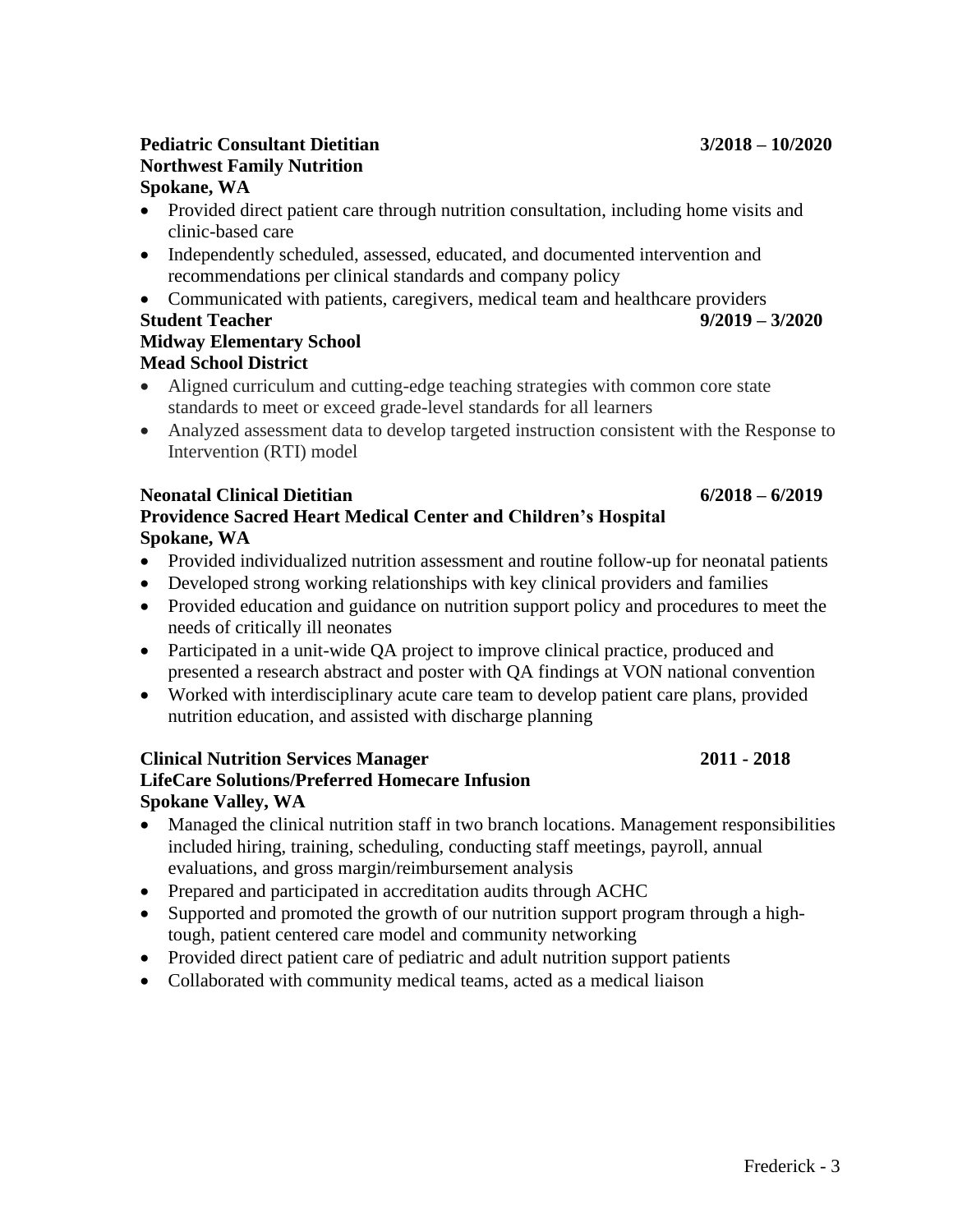**Pediatric Consultant Dietitian** **3/2018 – 10/2020**
**Northwest Family Nutrition**
**Spokane, WA**

- Provided direct patient care through nutrition consultation, including home visits and clinic-based care
- Independently scheduled, assessed, educated, and documented intervention and recommendations per clinical standards and company policy
- Communicated with patients, caregivers, medical team and healthcare providers

**Student Teacher** **9/2019 – 3/2020**
**Midway Elementary School**
**Mead School District**

- Aligned curriculum and cutting-edge teaching strategies with common core state standards to meet or exceed grade-level standards for all learners
- Analyzed assessment data to develop targeted instruction consistent with the Response to Intervention (RTI) model

**Neonatal Clinical Dietitian** **6/2018 – 6/2019**
**Providence Sacred Heart Medical Center and Children's Hospital**
**Spokane, WA**

- Provided individualized nutrition assessment and routine follow-up for neonatal patients
- Developed strong working relationships with key clinical providers and families
- Provided education and guidance on nutrition support policy and procedures to meet the needs of critically ill neonates
- Participated in a unit-wide QA project to improve clinical practice, produced and presented a research abstract and poster with QA findings at VON national convention
- Worked with interdisciplinary acute care team to develop patient care plans, provided nutrition education, and assisted with discharge planning

**Clinical Nutrition Services Manager** **2011 - 2018**
**LifeCare Solutions/Preferred Homecare Infusion**
**Spokane Valley, WA**

- Managed the clinical nutrition staff in two branch locations. Management responsibilities included hiring, training, scheduling, conducting staff meetings, payroll, annual evaluations, and gross margin/reimbursement analysis
- Prepared and participated in accreditation audits through ACHC
- Supported and promoted the growth of our nutrition support program through a high-tough, patient centered care model and community networking
- Provided direct patient care of pediatric and adult nutrition support patients
- Collaborated with community medical teams, acted as a medical liaison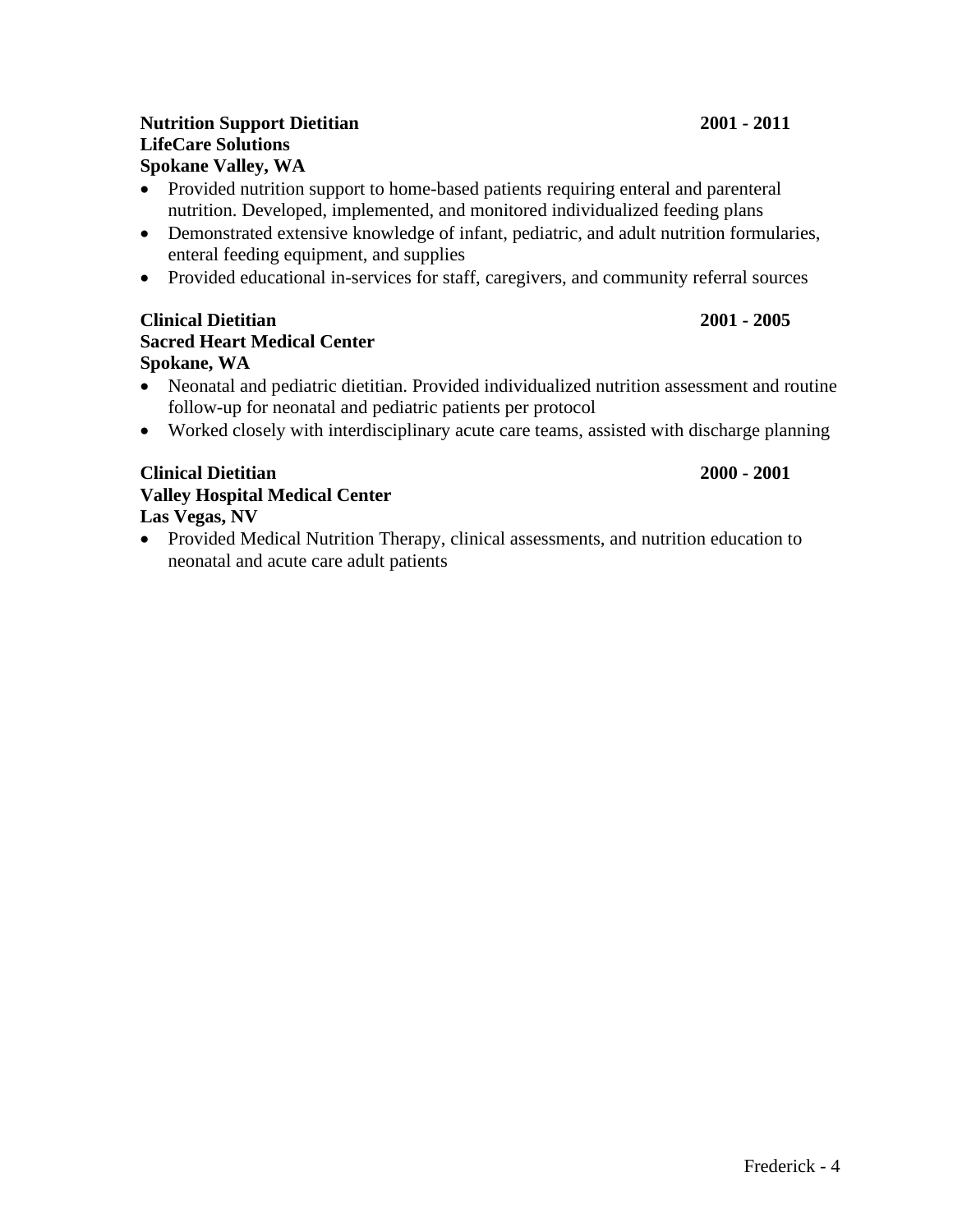**Nutrition Support Dietitian** **2001 - 2011**
**LifeCare Solutions**
**Spokane Valley, WA**

- Provided nutrition support to home-based patients requiring enteral and parenteral nutrition. Developed, implemented, and monitored individualized feeding plans
- Demonstrated extensive knowledge of infant, pediatric, and adult nutrition formularies, enteral feeding equipment, and supplies
- Provided educational in-services for staff, caregivers, and community referral sources

**Clinical Dietitian** **2001 - 2005**
**Sacred Heart Medical Center**
**Spokane, WA**

- Neonatal and pediatric dietitian. Provided individualized nutrition assessment and routine follow-up for neonatal and pediatric patients per protocol
- Worked closely with interdisciplinary acute care teams, assisted with discharge planning

**Clinical Dietitian** **2000 - 2001**
**Valley Hospital Medical Center**
**Las Vegas, NV**

- Provided Medical Nutrition Therapy, clinical assessments, and nutrition education to neonatal and acute care adult patients